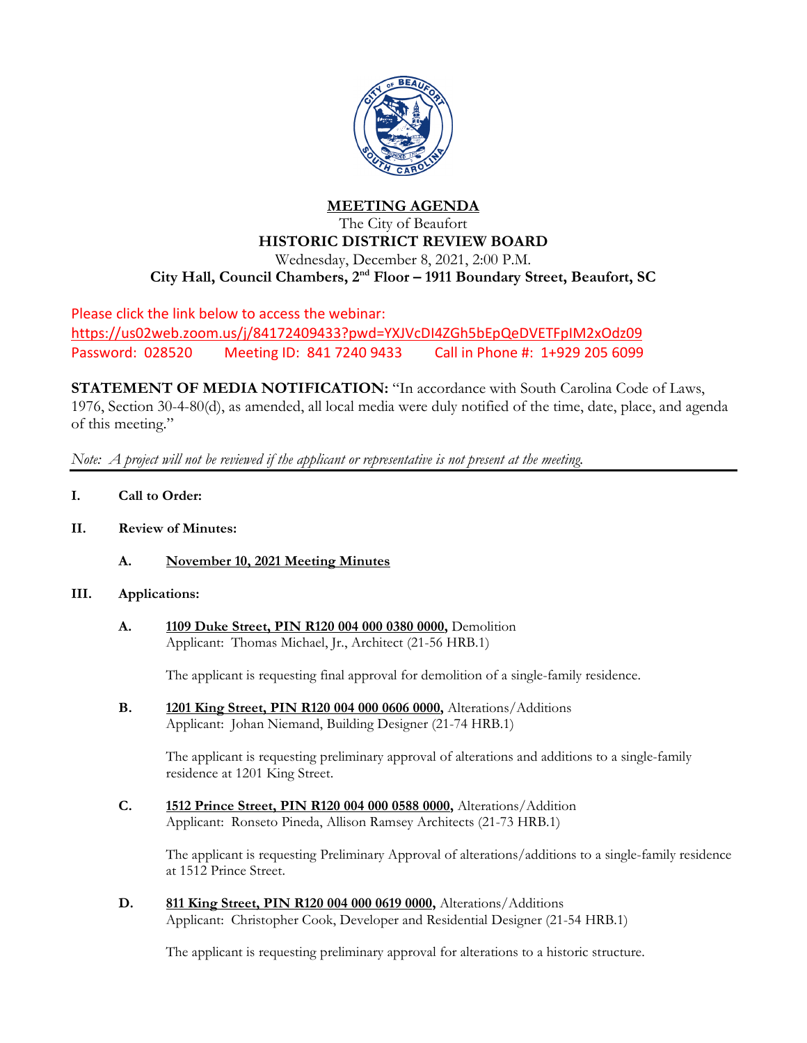# MEETING AGENDA

The City of Beaufort

**HISTORIC DISTRICT REVIEW BOARD**

Wednesday, December 8, 2021, 2:00 P.M.

**City Hall, Council Chambers, 2nd Floor – 1911 Boundary Street, Beaufort, SC**

Please click the link below to access the webinar:
https://us02web.zoom.us/j/84172409433?pwd=YXJVcDI4ZGh5bEpQeDVETFpIM2xOdz09
Password: 028520 Meeting ID: 841 7240 9433 Call in Phone #: 1+929 205 6099

**STATEMENT OF MEDIA NOTIFICATION:** "In accordance with South Carolina Code of Laws, 1976, Section 30-4-80(d), as amended, all local media were duly notified of the time, date, place, and agenda of this meeting."

*Note: A project will not be reviewed if the applicant or representative is not present at the meeting.*

---

**I. Call to Order:**

**II. Review of Minutes:**

**A.** **November 10, 2021 Meeting Minutes**

**III. Applications:**

**A.** **1109 Duke Street, PIN R120 004 000 0380 0000,** Demolition
Applicant: Thomas Michael, Jr., Architect (21-56 HRB.1)

The applicant is requesting final approval for demolition of a single-family residence.

**B.** **1201 King Street, PIN R120 004 000 0606 0000,** Alterations/Additions
Applicant: Johan Niemand, Building Designer (21-74 HRB.1)

The applicant is requesting preliminary approval of alterations and additions to a single-family residence at 1201 King Street.

**C.** **1512 Prince Street, PIN R120 004 000 0588 0000,** Alterations/Addition
Applicant: Ronseto Pineda, Allison Ramsey Architects (21-73 HRB.1)

The applicant is requesting Preliminary Approval of alterations/additions to a single-family residence at 1512 Prince Street.

**D.** **811 King Street, PIN R120 004 000 0619 0000,** Alterations/Additions
Applicant: Christopher Cook, Developer and Residential Designer (21-54 HRB.1)

The applicant is requesting preliminary approval for alterations to a historic structure.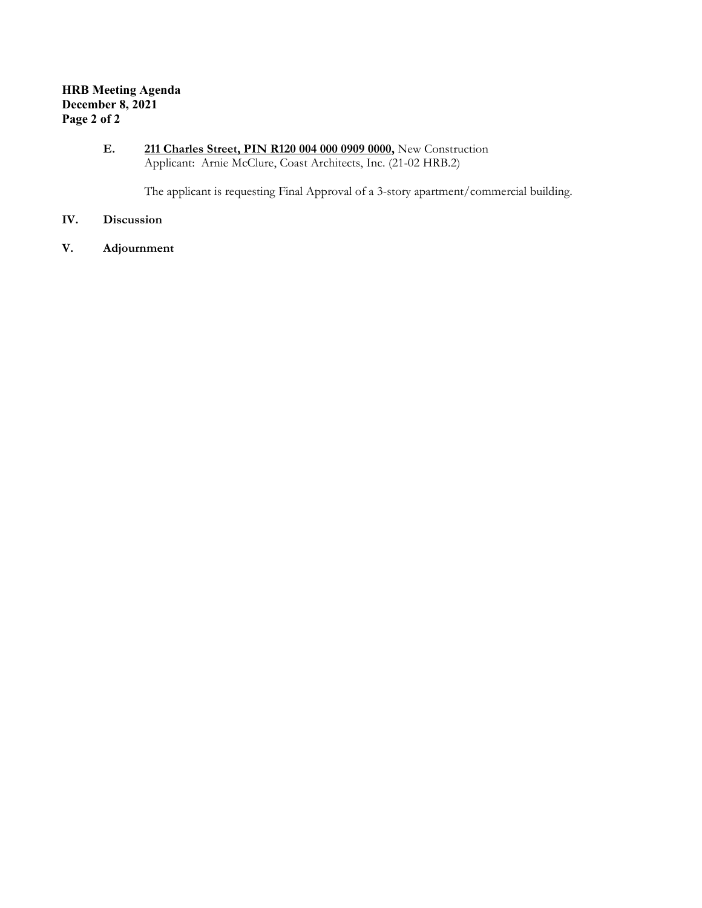**E.** **211 Charles Street, PIN R120 004 000 0909 0000,** New Construction
Applicant: Arnie McClure, Coast Architects, Inc. (21-02 HRB.2)

The applicant is requesting Final Approval of a 3-story apartment/commercial building.

**IV. Discussion**

**V. Adjournment**